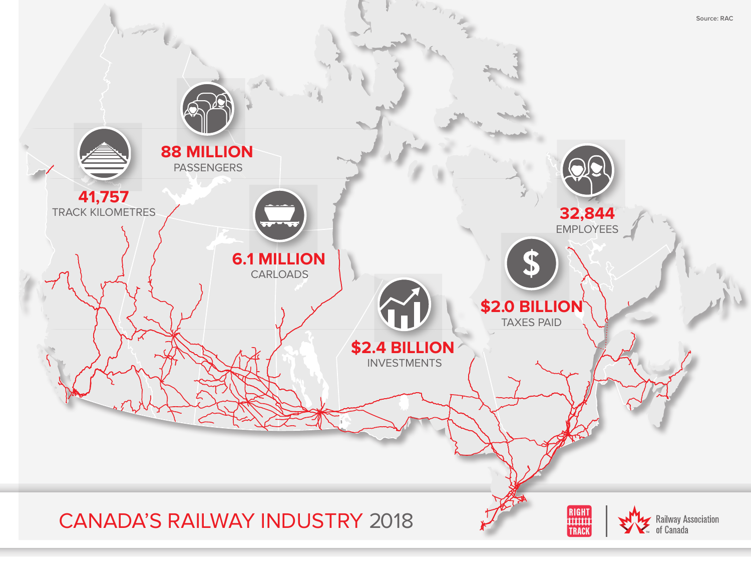Source: RAC

# CANADA'S RAILWAY INDUSTRY 2018

**41,757**
TRACK KILOMETRES

**88 MILLION**
PASSENGERS

**6.1 MILLION**
CARLOADS

**$2.4 BILLION**
INVESTMENTS

**$2.0 BILLION**
TAXES PAID

**32,844**
EMPLOYEES

RIGHT TRACK | Railway Association of Canada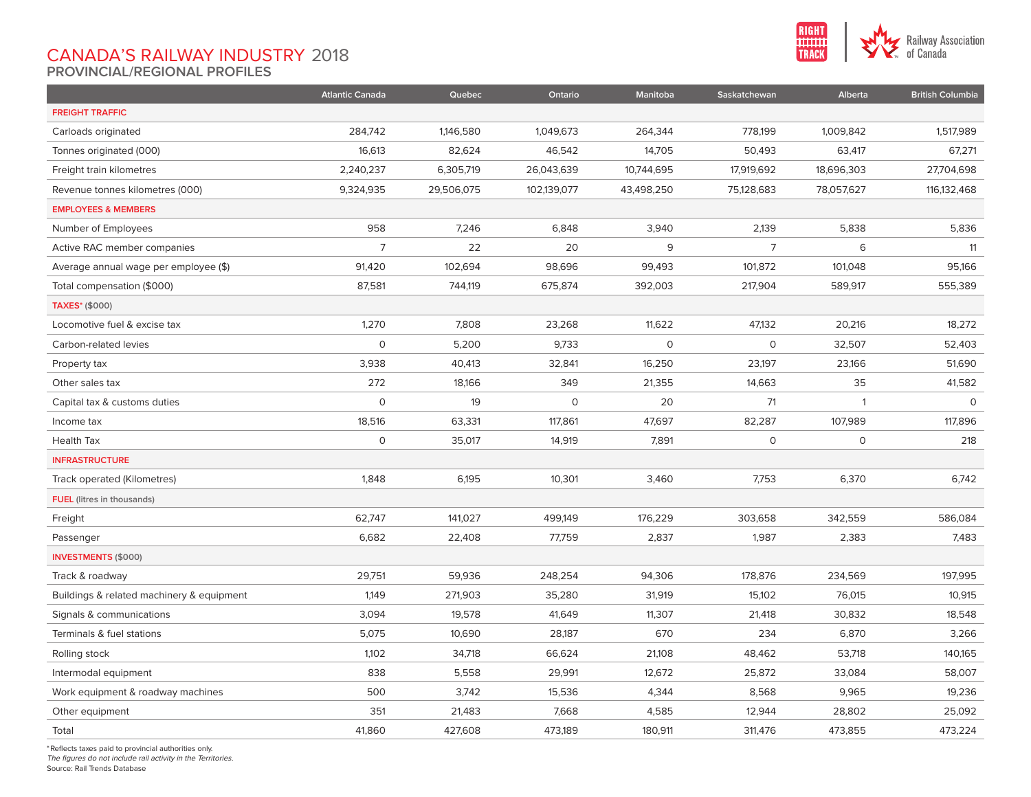# CANADA'S RAILWAY INDUSTRY 2018

## PROVINCIAL/REGIONAL PROFILES

| | Atlantic Canada | Quebec | Ontario | Manitoba | Saskatchewan | Alberta | British Columbia |
|---|---|---|---|---|---|---|---|
| **FREIGHT TRAFFIC** | | | | | | | |
| Carloads originated | 284,742 | 1,146,580 | 1,049,673 | 264,344 | 778,199 | 1,009,842 | 1,517,989 |
| Tonnes originated (000) | 16,613 | 82,624 | 46,542 | 14,705 | 50,493 | 63,417 | 67,271 |
| Freight train kilometres | 2,240,237 | 6,305,719 | 26,043,639 | 10,744,695 | 17,919,692 | 18,696,303 | 27,704,698 |
| Revenue tonnes kilometres (000) | 9,324,935 | 29,506,075 | 102,139,077 | 43,498,250 | 75,128,683 | 78,057,627 | 116,132,468 |
| **EMPLOYEES & MEMBERS** | | | | | | | |
| Number of Employees | 958 | 7,246 | 6,848 | 3,940 | 2,139 | 5,838 | 5,836 |
| Active RAC member companies | 7 | 22 | 20 | 9 | 7 | 6 | 11 |
| Average annual wage per employee ($) | 91,420 | 102,694 | 98,696 | 99,493 | 101,872 | 101,048 | 95,166 |
| Total compensation ($000) | 87,581 | 744,119 | 675,874 | 392,003 | 217,904 | 589,917 | 555,389 |
| **TAXES* ($000)** | | | | | | | |
| Locomotive fuel & excise tax | 1,270 | 7,808 | 23,268 | 11,622 | 47,132 | 20,216 | 18,272 |
| Carbon-related levies | 0 | 5,200 | 9,733 | 0 | 0 | 32,507 | 52,403 |
| Property tax | 3,938 | 40,413 | 32,841 | 16,250 | 23,197 | 23,166 | 51,690 |
| Other sales tax | 272 | 18,166 | 349 | 21,355 | 14,663 | 35 | 41,582 |
| Capital tax & customs duties | 0 | 19 | 0 | 20 | 71 | 1 | 0 |
| Income tax | 18,516 | 63,331 | 117,861 | 47,697 | 82,287 | 107,989 | 117,896 |
| Health Tax | 0 | 35,017 | 14,919 | 7,891 | 0 | 0 | 218 |
| **INFRASTRUCTURE** | | | | | | | |
| Track operated (Kilometres) | 1,848 | 6,195 | 10,301 | 3,460 | 7,753 | 6,370 | 6,742 |
| **FUEL (litres in thousands)** | | | | | | | |
| Freight | 62,747 | 141,027 | 499,149 | 176,229 | 303,658 | 342,559 | 586,084 |
| Passenger | 6,682 | 22,408 | 77,759 | 2,837 | 1,987 | 2,383 | 7,483 |
| **INVESTMENTS ($000)** | | | | | | | |
| Track & roadway | 29,751 | 59,936 | 248,254 | 94,306 | 178,876 | 234,569 | 197,995 |
| Buildings & related machinery & equipment | 1,149 | 271,903 | 35,280 | 31,919 | 15,102 | 76,015 | 10,915 |
| Signals & communications | 3,094 | 19,578 | 41,649 | 11,307 | 21,418 | 30,832 | 18,548 |
| Terminals & fuel stations | 5,075 | 10,690 | 28,187 | 670 | 234 | 6,870 | 3,266 |
| Rolling stock | 1,102 | 34,718 | 66,624 | 21,108 | 48,462 | 53,718 | 140,165 |
| Intermodal equipment | 838 | 5,558 | 29,991 | 12,672 | 25,872 | 33,084 | 58,007 |
| Work equipment & roadway machines | 500 | 3,742 | 15,536 | 4,344 | 8,568 | 9,965 | 19,236 |
| Other equipment | 351 | 21,483 | 7,668 | 4,585 | 12,944 | 28,802 | 25,092 |
| Total | 41,860 | 427,608 | 473,189 | 180,911 | 311,476 | 473,855 | 473,224 |

*Reflects taxes paid to provincial authorities only.
*The figures do not include rail activity in the Territories.*
Source: Rail Trends Database